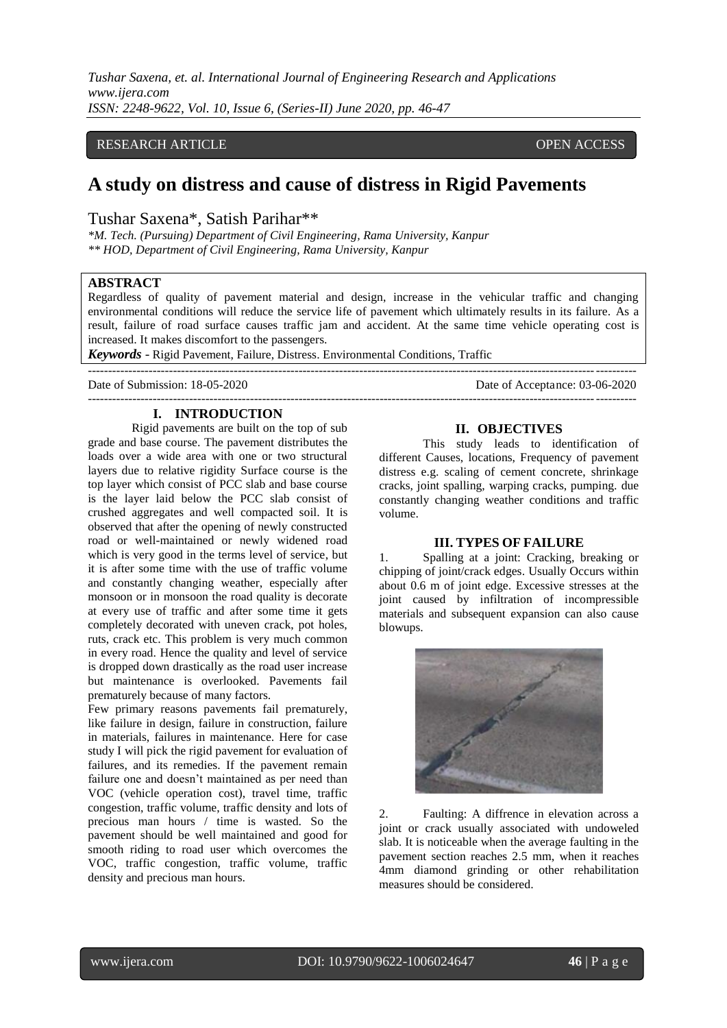RESEARCH ARTICLE OPEN ACCESS

# A study on distress and cause of distress in Rigid Pavements

Tushar Saxena*, Satish Parihar**

*\*M. Tech. (Pursuing) Department of Civil Engineering, Rama University, Kanpur*
*\*\* HOD, Department of Civil Engineering, Rama University, Kanpur*

## ABSTRACT

Regardless of quality of pavement material and design, increase in the vehicular traffic and changing environmental conditions will reduce the service life of pavement which ultimately results in its failure. As a result, failure of road surface causes traffic jam and accident. At the same time vehicle operating cost is increased. It makes discomfort to the passengers.

***Keywords*** - Rigid Pavement, Failure, Distress. Environmental Conditions, Traffic

---

Date of Submission: 18-05-2020 Date of Acceptance: 03-06-2020

---

## I. INTRODUCTION

Rigid pavements are built on the top of sub grade and base course. The pavement distributes the loads over a wide area with one or two structural layers due to relative rigidity Surface course is the top layer which consist of PCC slab and base course is the layer laid below the PCC slab consist of crushed aggregates and well compacted soil. It is observed that after the opening of newly constructed road or well-maintained or newly widened road which is very good in the terms level of service, but it is after some time with the use of traffic volume and constantly changing weather, especially after monsoon or in monsoon the road quality is decorate at every use of traffic and after some time it gets completely decorated with uneven crack, pot holes, ruts, crack etc. This problem is very much common in every road. Hence the quality and level of service is dropped down drastically as the road user increase but maintenance is overlooked. Pavements fail prematurely because of many factors.

Few primary reasons pavements fail prematurely, like failure in design, failure in construction, failure in materials, failures in maintenance. Here for case study I will pick the rigid pavement for evaluation of failures, and its remedies. If the pavement remain failure one and doesn't maintained as per need than VOC (vehicle operation cost), travel time, traffic congestion, traffic volume, traffic density and lots of precious man hours / time is wasted. So the pavement should be well maintained and good for smooth riding to road user which overcomes the VOC, traffic congestion, traffic volume, traffic density and precious man hours.

## II. OBJECTIVES

This study leads to identification of different Causes, locations, Frequency of pavement distress e.g. scaling of cement concrete, shrinkage cracks, joint spalling, warping cracks, pumping. due constantly changing weather conditions and traffic volume.

## III. TYPES OF FAILURE

1. Spalling at a joint: Cracking, breaking or chipping of joint/crack edges. Usually Occurs within about 0.6 m of joint edge. Excessive stresses at the joint caused by infiltration of incompressible materials and subsequent expansion can also cause blowups.

2. Faulting: A diffrence in elevation across a joint or crack usually associated with undoweled slab. It is noticeable when the average faulting in the pavement section reaches 2.5 mm, when it reaches 4mm diamond grinding or other rehabilitation measures should be considered.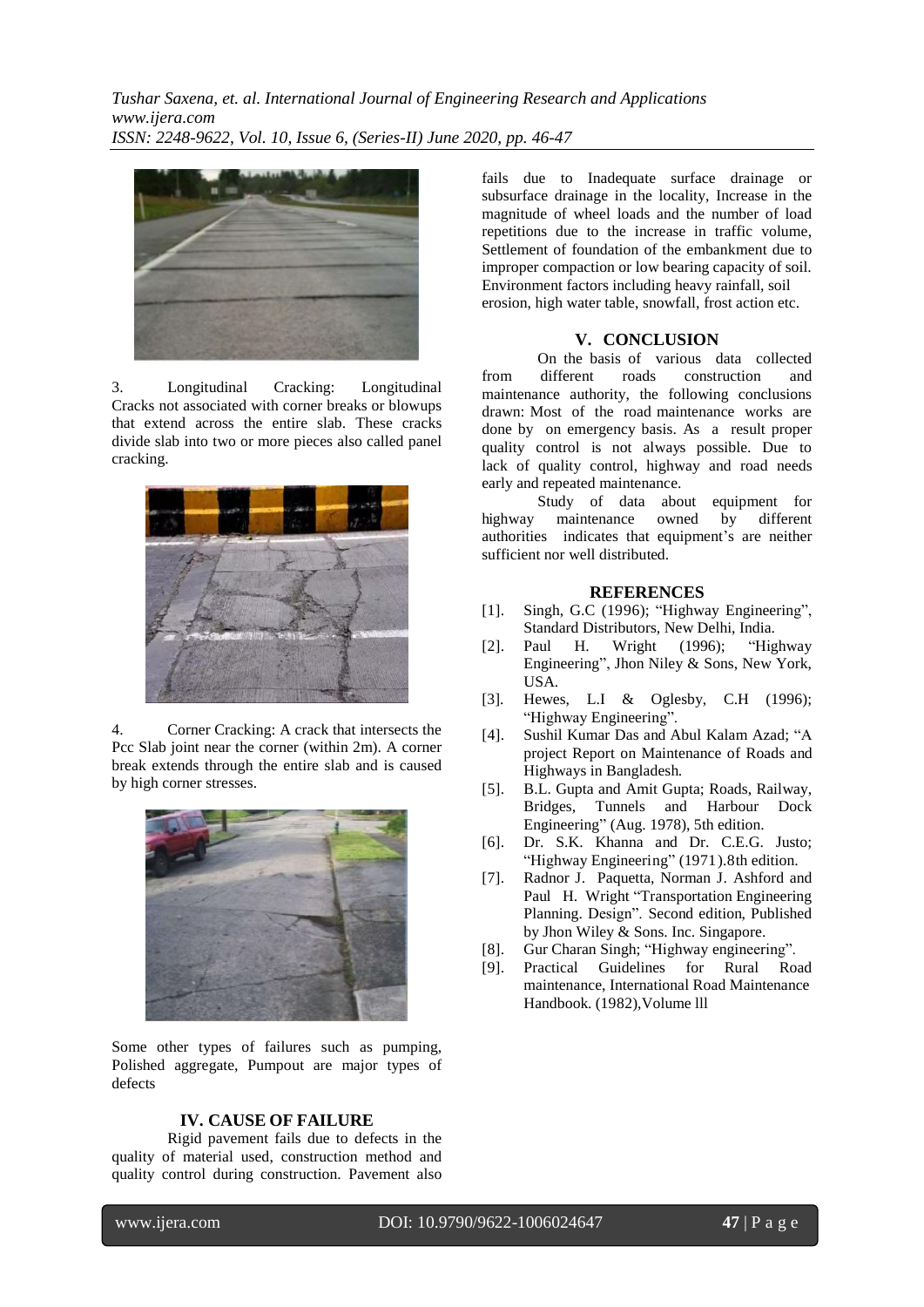3. Longitudinal Cracking: Longitudinal Cracks not associated with corner breaks or blowups that extend across the entire slab. These cracks divide slab into two or more pieces also called panel cracking.

4. Corner Cracking: A crack that intersects the Pcc Slab joint near the corner (within 2m). A corner break extends through the entire slab and is caused by high corner stresses.

Some other types of failures such as pumping, Polished aggregate, Pumpout are major types of defects

## IV. CAUSE OF FAILURE

Rigid pavement fails due to defects in the quality of material used, construction method and quality control during construction. Pavement also fails due to Inadequate surface drainage or subsurface drainage in the locality, Increase in the magnitude of wheel loads and the number of load repetitions due to the increase in traffic volume, Settlement of foundation of the embankment due to improper compaction or low bearing capacity of soil. Environment factors including heavy rainfall, soil erosion, high water table, snowfall, frost action etc.

## V. CONCLUSION

On the basis of various data collected from different roads construction and maintenance authority, the following conclusions drawn: Most of the road maintenance works are done by on emergency basis. As a result proper quality control is not always possible. Due to lack of quality control, highway and road needs early and repeated maintenance.

Study of data about equipment for highway maintenance owned by different authorities indicates that equipment's are neither sufficient nor well distributed.

## REFERENCES

[1]. Singh, G.C (1996); "Highway Engineering", Standard Distributors, New Delhi, India.

[2]. Paul H. Wright (1996); "Highway Engineering", Jhon Niley & Sons, New York, USA.

[3]. Hewes, L.I & Oglesby, C.H (1996); "Highway Engineering".

[4]. Sushil Kumar Das and Abul Kalam Azad; "A project Report on Maintenance of Roads and Highways in Bangladesh.

[5]. B.L. Gupta and Amit Gupta; Roads, Railway, Bridges, Tunnels and Harbour Dock Engineering" (Aug. 1978), 5th edition.

[6]. Dr. S.K. Khanna and Dr. C.E.G. Justo; "Highway Engineering" (1971).8th edition.

[7]. Radnor J. Paquetta, Norman J. Ashford and Paul H. Wright "Transportation Engineering Planning. Design". Second edition, Published by Jhon Wiley & Sons. Inc. Singapore.

[8]. Gur Charan Singh; "Highway engineering".

[9]. Practical Guidelines for Rural Road maintenance, International Road Maintenance Handbook. (1982),Volume lll